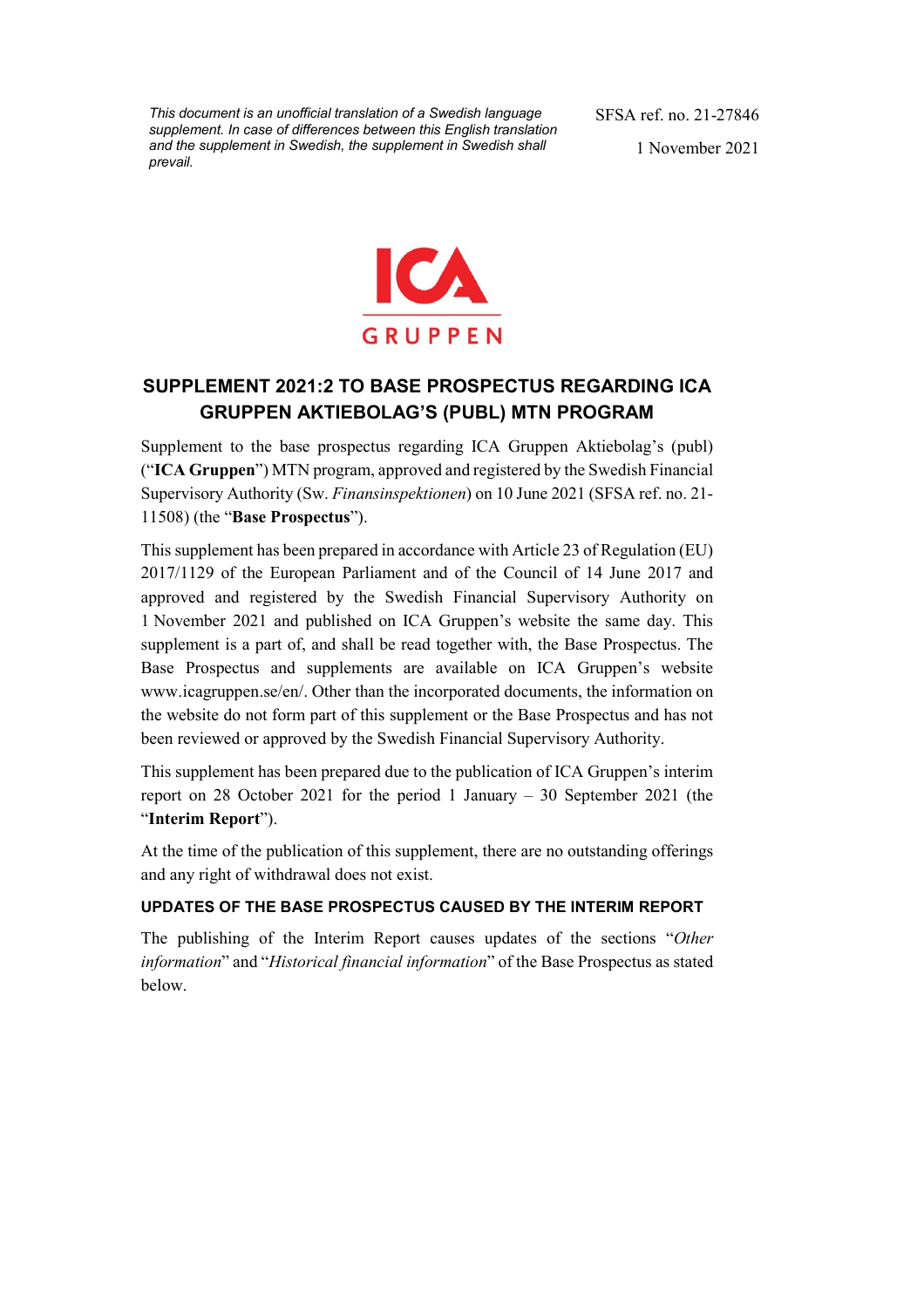*This document is an unofficial translation of a Swedish language supplement. In case of differences between this English translation and the supplement in Swedish, the supplement in Swedish shall prevail.*

SFSA ref. no. 21-27846

1 November 2021

ICA GRUPPEN

# SUPPLEMENT 2021:2 TO BASE PROSPECTUS REGARDING ICA GRUPPEN AKTIEBOLAG'S (PUBL) MTN PROGRAM

Supplement to the base prospectus regarding ICA Gruppen Aktiebolag's (publ) ("**ICA Gruppen**") MTN program, approved and registered by the Swedish Financial Supervisory Authority (Sw. *Finansinspektionen*) on 10 June 2021 (SFSA ref. no. 21-11508) (the "**Base Prospectus**").

This supplement has been prepared in accordance with Article 23 of Regulation (EU) 2017/1129 of the European Parliament and of the Council of 14 June 2017 and approved and registered by the Swedish Financial Supervisory Authority on 1 November 2021 and published on ICA Gruppen's website the same day. This supplement is a part of, and shall be read together with, the Base Prospectus. The Base Prospectus and supplements are available on ICA Gruppen's website www.icagruppen.se/en/. Other than the incorporated documents, the information on the website do not form part of this supplement or the Base Prospectus and has not been reviewed or approved by the Swedish Financial Supervisory Authority.

This supplement has been prepared due to the publication of ICA Gruppen's interim report on 28 October 2021 for the period 1 January – 30 September 2021 (the "**Interim Report**").

At the time of the publication of this supplement, there are no outstanding offerings and any right of withdrawal does not exist.

### UPDATES OF THE BASE PROSPECTUS CAUSED BY THE INTERIM REPORT

The publishing of the Interim Report causes updates of the sections "*Other information*" and "*Historical financial information*" of the Base Prospectus as stated below.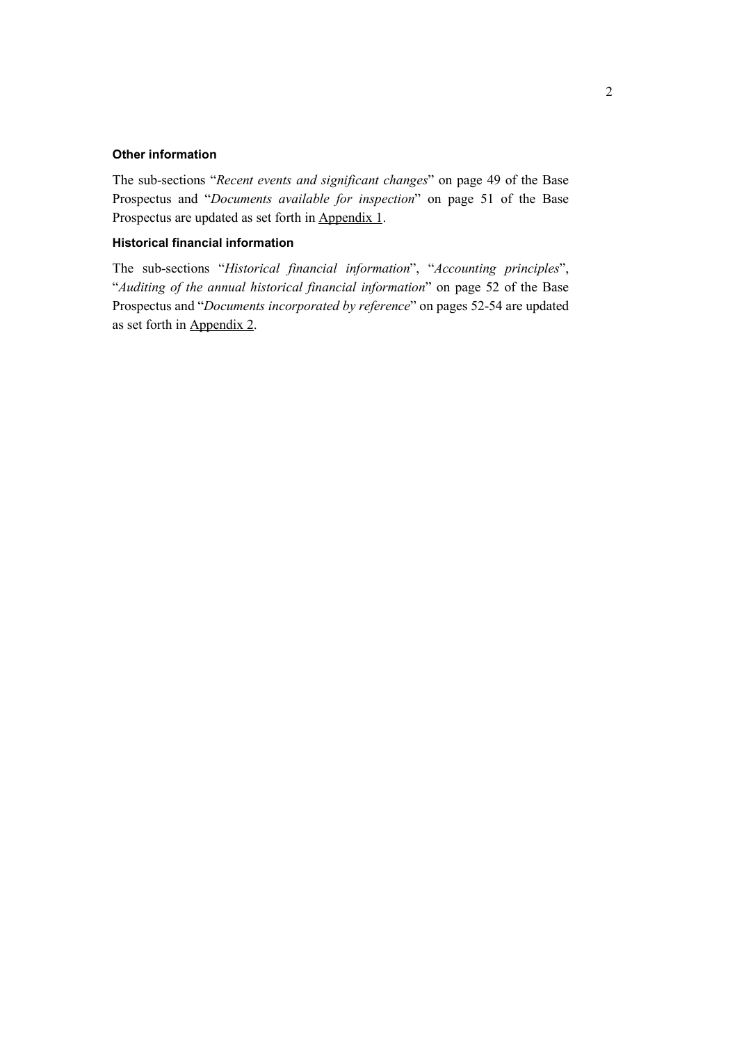### Other information

The sub-sections "*Recent events and significant changes*" on page 49 of the Base Prospectus and "*Documents available for inspection*" on page 51 of the Base Prospectus are updated as set forth in Appendix 1.

### Historical financial information

The sub-sections "*Historical financial information*", "*Accounting principles*", "*Auditing of the annual historical financial information*" on page 52 of the Base Prospectus and "*Documents incorporated by reference*" on pages 52-54 are updated as set forth in Appendix 2.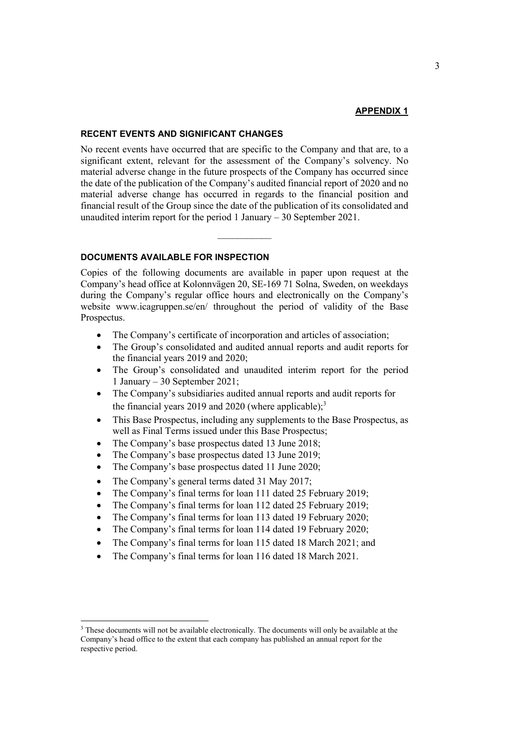**APPENDIX 1**

## RECENT EVENTS AND SIGNIFICANT CHANGES

No recent events have occurred that are specific to the Company and that are, to a significant extent, relevant for the assessment of the Company's solvency. No material adverse change in the future prospects of the Company has occurred since the date of the publication of the Company's audited financial report of 2020 and no material adverse change has occurred in regards to the financial position and financial result of the Group since the date of the publication of its consolidated and unaudited interim report for the period 1 January – 30 September 2021.

---

## DOCUMENTS AVAILABLE FOR INSPECTION

Copies of the following documents are available in paper upon request at the Company's head office at Kolonnvägen 20, SE-169 71 Solna, Sweden, on weekdays during the Company's regular office hours and electronically on the Company's website www.icagruppen.se/en/ throughout the period of validity of the Base Prospectus.

- The Company's certificate of incorporation and articles of association;
- The Group's consolidated and audited annual reports and audit reports for the financial years 2019 and 2020;
- The Group's consolidated and unaudited interim report for the period 1 January – 30 September 2021;
- The Company's subsidiaries audited annual reports and audit reports for the financial years 2019 and 2020 (where applicable);[3]
- This Base Prospectus, including any supplements to the Base Prospectus, as well as Final Terms issued under this Base Prospectus;
- The Company's base prospectus dated 13 June 2018;
- The Company's base prospectus dated 13 June 2019;
- The Company's base prospectus dated 11 June 2020;
- The Company's general terms dated 31 May 2017;
- The Company's final terms for loan 111 dated 25 February 2019;
- The Company's final terms for loan 112 dated 25 February 2019;
- The Company's final terms for loan 113 dated 19 February 2020;
- The Company's final terms for loan 114 dated 19 February 2020;
- The Company's final terms for loan 115 dated 18 March 2021; and
- The Company's final terms for loan 116 dated 18 March 2021.

---

[3] These documents will not be available electronically. The documents will only be available at the Company's head office to the extent that each company has published an annual report for the respective period.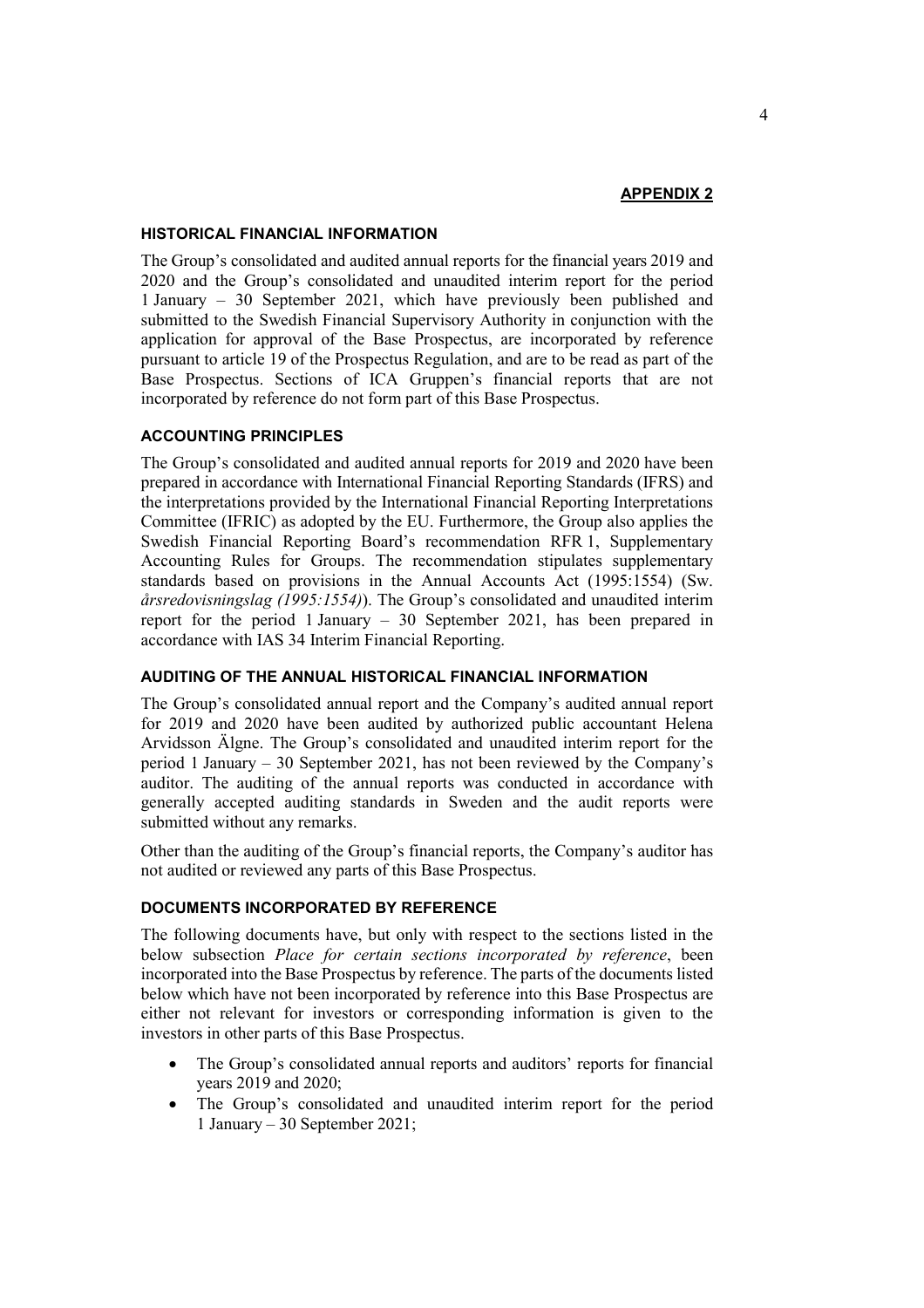**APPENDIX 2**

### HISTORICAL FINANCIAL INFORMATION

The Group's consolidated and audited annual reports for the financial years 2019 and 2020 and the Group's consolidated and unaudited interim report for the period 1 January – 30 September 2021, which have previously been published and submitted to the Swedish Financial Supervisory Authority in conjunction with the application for approval of the Base Prospectus, are incorporated by reference pursuant to article 19 of the Prospectus Regulation, and are to be read as part of the Base Prospectus. Sections of ICA Gruppen's financial reports that are not incorporated by reference do not form part of this Base Prospectus.

### ACCOUNTING PRINCIPLES

The Group's consolidated and audited annual reports for 2019 and 2020 have been prepared in accordance with International Financial Reporting Standards (IFRS) and the interpretations provided by the International Financial Reporting Interpretations Committee (IFRIC) as adopted by the EU. Furthermore, the Group also applies the Swedish Financial Reporting Board's recommendation RFR 1, Supplementary Accounting Rules for Groups. The recommendation stipulates supplementary standards based on provisions in the Annual Accounts Act (1995:1554) (Sw. *årsredovisningslag (1995:1554)*). The Group's consolidated and unaudited interim report for the period 1 January – 30 September 2021, has been prepared in accordance with IAS 34 Interim Financial Reporting.

### AUDITING OF THE ANNUAL HISTORICAL FINANCIAL INFORMATION

The Group's consolidated annual report and the Company's audited annual report for 2019 and 2020 have been audited by authorized public accountant Helena Arvidsson Älgne. The Group's consolidated and unaudited interim report for the period 1 January – 30 September 2021, has not been reviewed by the Company's auditor. The auditing of the annual reports was conducted in accordance with generally accepted auditing standards in Sweden and the audit reports were submitted without any remarks.

Other than the auditing of the Group's financial reports, the Company's auditor has not audited or reviewed any parts of this Base Prospectus.

### DOCUMENTS INCORPORATED BY REFERENCE

The following documents have, but only with respect to the sections listed in the below subsection *Place for certain sections incorporated by reference*, been incorporated into the Base Prospectus by reference. The parts of the documents listed below which have not been incorporated by reference into this Base Prospectus are either not relevant for investors or corresponding information is given to the investors in other parts of this Base Prospectus.

- The Group's consolidated annual reports and auditors' reports for financial years 2019 and 2020;
- The Group's consolidated and unaudited interim report for the period 1 January – 30 September 2021;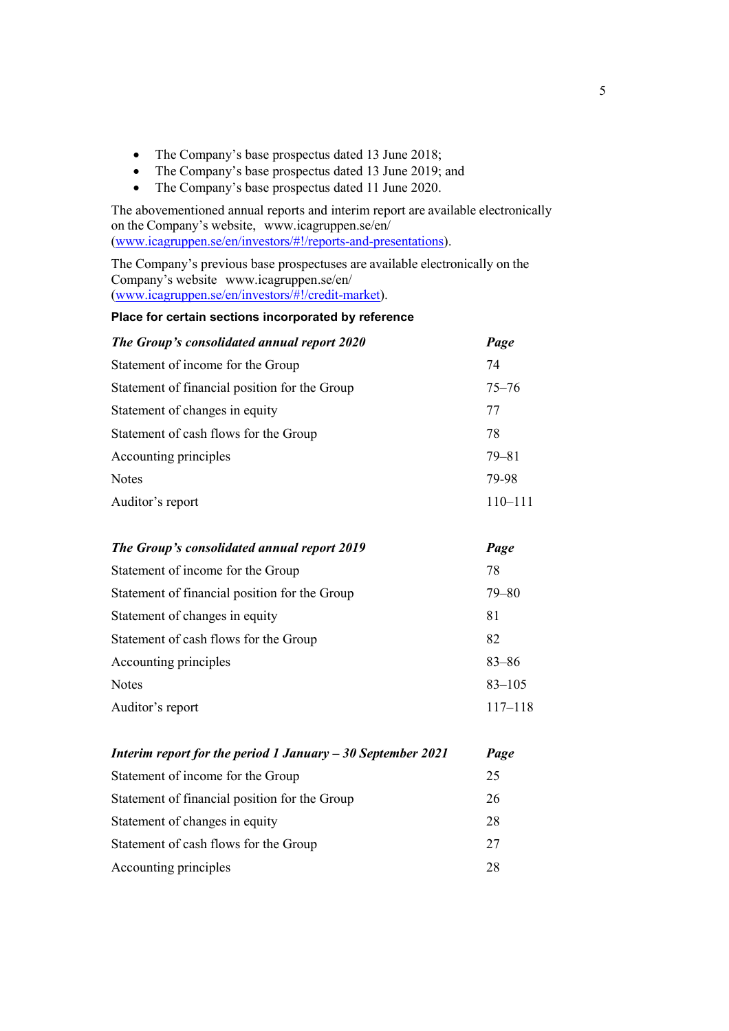- The Company's base prospectus dated 13 June 2018;
- The Company's base prospectus dated 13 June 2019; and
- The Company's base prospectus dated 11 June 2020.

The abovementioned annual reports and interim report are available electronically on the Company's website, www.icagruppen.se/en/ (www.icagruppen.se/en/investors/#!/reports-and-presentations).

The Company's previous base prospectuses are available electronically on the Company's website www.icagruppen.se/en/ (www.icagruppen.se/en/investors/#!/credit-market).

**Place for certain sections incorporated by reference**

| ***The Group's consolidated annual report 2020*** | ***Page*** |
|---|---|
| Statement of income for the Group | 74 |
| Statement of financial position for the Group | 75–76 |
| Statement of changes in equity | 77 |
| Statement of cash flows for the Group | 78 |
| Accounting principles | 79–81 |
| Notes | 79-98 |
| Auditor's report | 110–111 |

| ***The Group's consolidated annual report 2019*** | ***Page*** |
|---|---|
| Statement of income for the Group | 78 |
| Statement of financial position for the Group | 79–80 |
| Statement of changes in equity | 81 |
| Statement of cash flows for the Group | 82 |
| Accounting principles | 83–86 |
| Notes | 83–105 |
| Auditor's report | 117–118 |

| ***Interim report for the period 1 January – 30 September 2021*** | ***Page*** |
|---|---|
| Statement of income for the Group | 25 |
| Statement of financial position for the Group | 26 |
| Statement of changes in equity | 28 |
| Statement of cash flows for the Group | 27 |
| Accounting principles | 28 |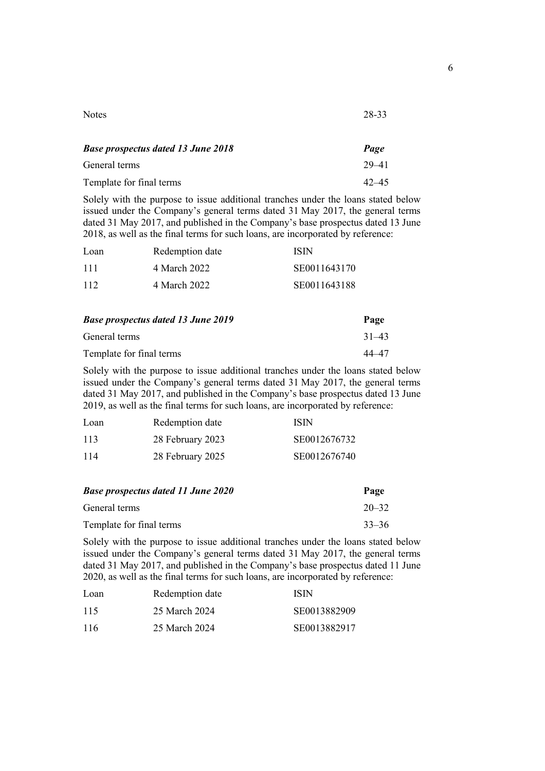| | |
|---|---|
| Notes | 28-33 |

| ***Base prospectus dated 13 June 2018*** | ***Page*** |
|---|---|
| General terms | 29–41 |
| Template for final terms | 42–45 |

Solely with the purpose to issue additional tranches under the loans stated below issued under the Company's general terms dated 31 May 2017, the general terms dated 31 May 2017, and published in the Company's base prospectus dated 13 June 2018, as well as the final terms for such loans, are incorporated by reference:

| Loan | Redemption date | ISIN |
|---|---|---|
| 111 | 4 March 2022 | SE0011643170 |
| 112 | 4 March 2022 | SE0011643188 |

| ***Base prospectus dated 13 June 2019*** | **Page** |
|---|---|
| General terms | 31–43 |
| Template for final terms | 44–47 |

Solely with the purpose to issue additional tranches under the loans stated below issued under the Company's general terms dated 31 May 2017, the general terms dated 31 May 2017, and published in the Company's base prospectus dated 13 June 2019, as well as the final terms for such loans, are incorporated by reference:

| Loan | Redemption date | ISIN |
|---|---|---|
| 113 | 28 February 2023 | SE0012676732 |
| 114 | 28 February 2025 | SE0012676740 |

| ***Base prospectus dated 11 June 2020*** | **Page** |
|---|---|
| General terms | 20–32 |
| Template for final terms | 33–36 |

Solely with the purpose to issue additional tranches under the loans stated below issued under the Company's general terms dated 31 May 2017, the general terms dated 31 May 2017, and published in the Company's base prospectus dated 11 June 2020, as well as the final terms for such loans, are incorporated by reference:

| Loan | Redemption date | ISIN |
|---|---|---|
| 115 | 25 March 2024 | SE0013882909 |
| 116 | 25 March 2024 | SE0013882917 |